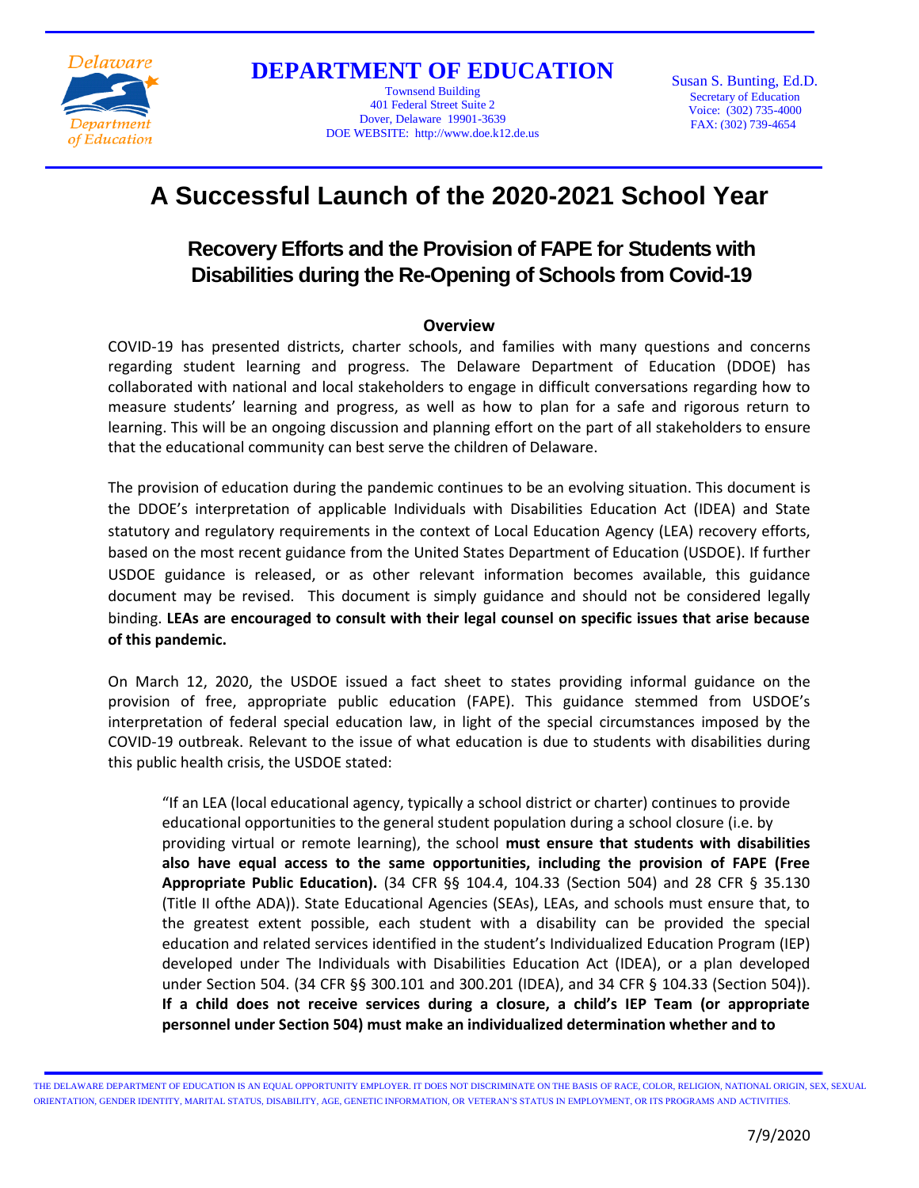**Delaware Department of Education**

# DEPARTMENT OF EDUCATION

Townsend Building
401 Federal Street Suite 2
Dover, Delaware 19901-3639
DOE WEBSITE: http://www.doe.k12.de.us

Susan S. Bunting, Ed.D.
Secretary of Education
Voice: (302) 735-4000
FAX: (302) 739-4654

# A Successful Launch of the 2020-2021 School Year

## Recovery Efforts and the Provision of FAPE for Students with Disabilities during the Re-Opening of Schools from Covid-19

### Overview

COVID-19 has presented districts, charter schools, and families with many questions and concerns regarding student learning and progress. The Delaware Department of Education (DDOE) has collaborated with national and local stakeholders to engage in difficult conversations regarding how to measure students' learning and progress, as well as how to plan for a safe and rigorous return to learning. This will be an ongoing discussion and planning effort on the part of all stakeholders to ensure that the educational community can best serve the children of Delaware.

The provision of education during the pandemic continues to be an evolving situation. This document is the DDOE's interpretation of applicable Individuals with Disabilities Education Act (IDEA) and State statutory and regulatory requirements in the context of Local Education Agency (LEA) recovery efforts, based on the most recent guidance from the United States Department of Education (USDOE). If further USDOE guidance is released, or as other relevant information becomes available, this guidance document may be revised. This document is simply guidance and should not be considered legally binding. **LEAs are encouraged to consult with their legal counsel on specific issues that arise because of this pandemic.**

On March 12, 2020, the USDOE issued a fact sheet to states providing informal guidance on the provision of free, appropriate public education (FAPE). This guidance stemmed from USDOE's interpretation of federal special education law, in light of the special circumstances imposed by the COVID-19 outbreak. Relevant to the issue of what education is due to students with disabilities during this public health crisis, the USDOE stated:

> "If an LEA (local educational agency, typically a school district or charter) continues to provide educational opportunities to the general student population during a school closure (i.e. by providing virtual or remote learning), the school **must ensure that students with disabilities also have equal access to the same opportunities, including the provision of FAPE (Free Appropriate Public Education).** (34 CFR §§ 104.4, 104.33 (Section 504) and 28 CFR § 35.130 (Title II ofthe ADA)). State Educational Agencies (SEAs), LEAs, and schools must ensure that, to the greatest extent possible, each student with a disability can be provided the special education and related services identified in the student's Individualized Education Program (IEP) developed under The Individuals with Disabilities Education Act (IDEA), or a plan developed under Section 504. (34 CFR §§ 300.101 and 300.201 (IDEA), and 34 CFR § 104.33 (Section 504)). **If a child does not receive services during a closure, a child's IEP Team (or appropriate personnel under Section 504) must make an individualized determination whether and to**

THE DELAWARE DEPARTMENT OF EDUCATION IS AN EQUAL OPPORTUNITY EMPLOYER. IT DOES NOT DISCRIMINATE ON THE BASIS OF RACE, COLOR, RELIGION, NATIONAL ORIGIN, SEX, SEXUAL ORIENTATION, GENDER IDENTITY, MARITAL STATUS, DISABILITY, AGE, GENETIC INFORMATION, OR VETERAN'S STATUS IN EMPLOYMENT, OR ITS PROGRAMS AND ACTIVITIES.

7/9/2020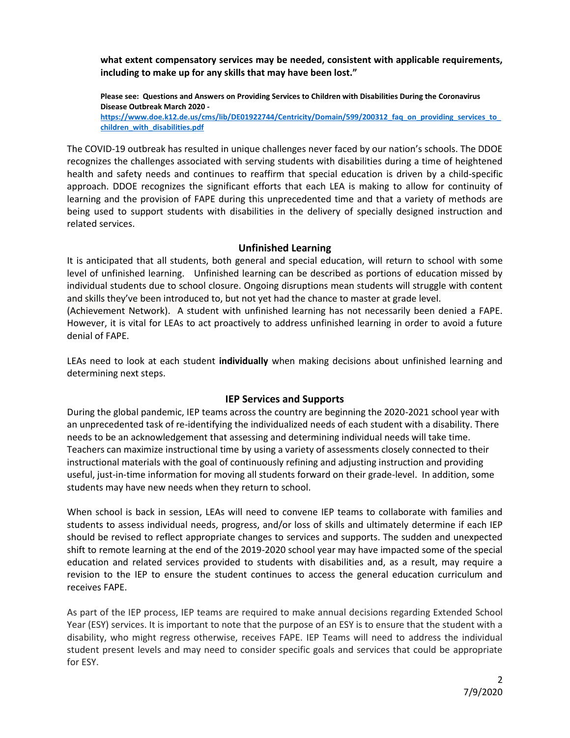**what extent compensatory services may be needed, consistent with applicable requirements, including to make up for any skills that may have been lost."**

**Please see: Questions and Answers on Providing Services to Children with Disabilities During the Coronavirus Disease Outbreak March 2020 -**
**[https://www.doe.k12.de.us/cms/lib/DE01922744/Centricity/Domain/599/200312_faq_on_providing_services_to_children_with_disabilities.pdf](https://www.doe.k12.de.us/cms/lib/DE01922744/Centricity/Domain/599/200312_faq_on_providing_services_to_children_with_disabilities.pdf)**

The COVID-19 outbreak has resulted in unique challenges never faced by our nation's schools. The DDOE recognizes the challenges associated with serving students with disabilities during a time of heightened health and safety needs and continues to reaffirm that special education is driven by a child-specific approach. DDOE recognizes the significant efforts that each LEA is making to allow for continuity of learning and the provision of FAPE during this unprecedented time and that a variety of methods are being used to support students with disabilities in the delivery of specially designed instruction and related services.

## Unfinished Learning

It is anticipated that all students, both general and special education, will return to school with some level of unfinished learning. Unfinished learning can be described as portions of education missed by individual students due to school closure. Ongoing disruptions mean students will struggle with content and skills they've been introduced to, but not yet had the chance to master at grade level. (Achievement Network). A student with unfinished learning has not necessarily been denied a FAPE. However, it is vital for LEAs to act proactively to address unfinished learning in order to avoid a future denial of FAPE.

LEAs need to look at each student **individually** when making decisions about unfinished learning and determining next steps.

## IEP Services and Supports

During the global pandemic, IEP teams across the country are beginning the 2020-2021 school year with an unprecedented task of re-identifying the individualized needs of each student with a disability. There needs to be an acknowledgement that assessing and determining individual needs will take time. Teachers can maximize instructional time by using a variety of assessments closely connected to their instructional materials with the goal of continuously refining and adjusting instruction and providing useful, just-in-time information for moving all students forward on their grade-level. In addition, some students may have new needs when they return to school.

When school is back in session, LEAs will need to convene IEP teams to collaborate with families and students to assess individual needs, progress, and/or loss of skills and ultimately determine if each IEP should be revised to reflect appropriate changes to services and supports. The sudden and unexpected shift to remote learning at the end of the 2019-2020 school year may have impacted some of the special education and related services provided to students with disabilities and, as a result, may require a revision to the IEP to ensure the student continues to access the general education curriculum and receives FAPE.

As part of the IEP process, IEP teams are required to make annual decisions regarding Extended School Year (ESY) services. It is important to note that the purpose of an ESY is to ensure that the student with a disability, who might regress otherwise, receives FAPE. IEP Teams will need to address the individual student present levels and may need to consider specific goals and services that could be appropriate for ESY.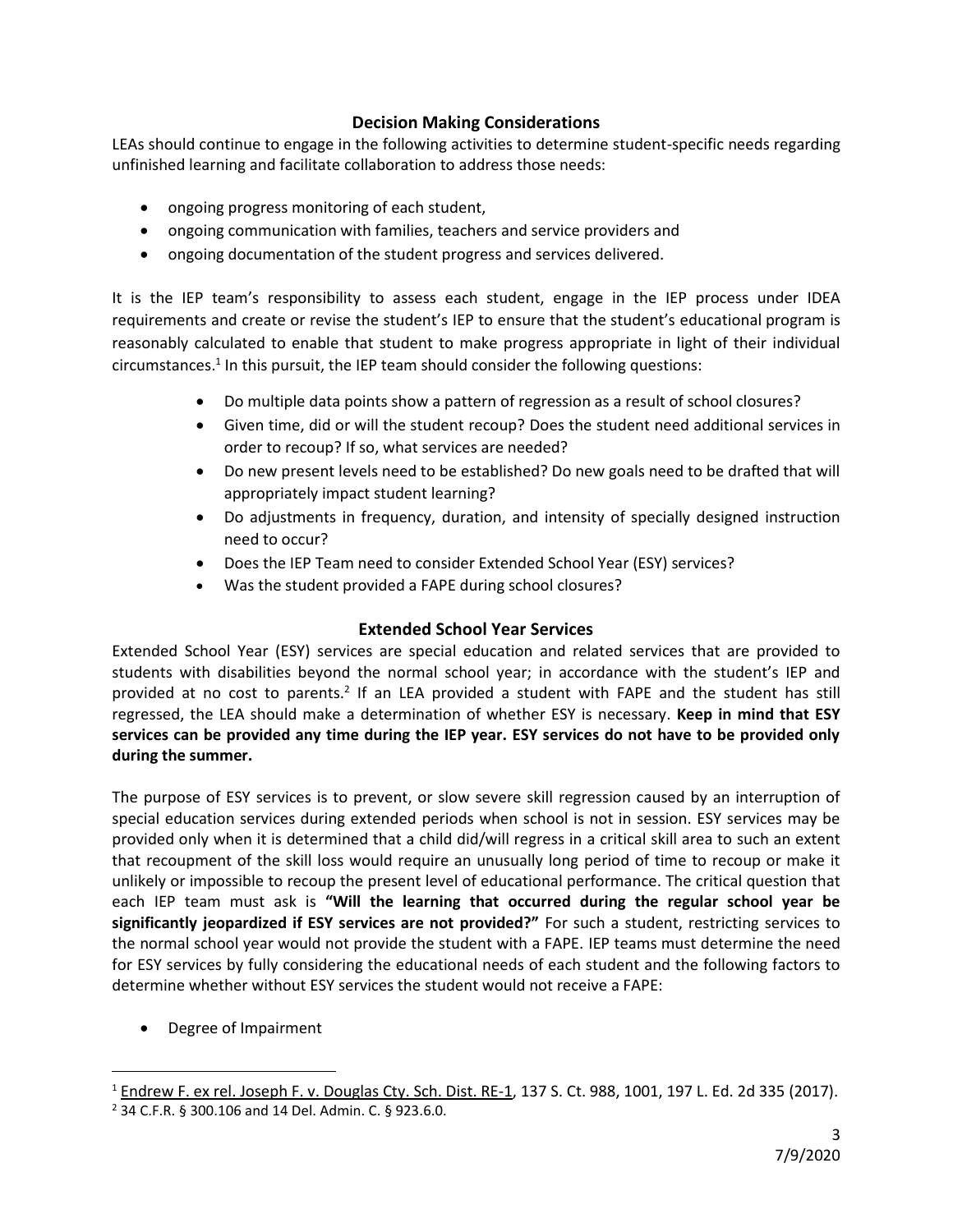## Decision Making Considerations

LEAs should continue to engage in the following activities to determine student-specific needs regarding unfinished learning and facilitate collaboration to address those needs:

- ongoing progress monitoring of each student,
- ongoing communication with families, teachers and service providers and
- ongoing documentation of the student progress and services delivered.

It is the IEP team's responsibility to assess each student, engage in the IEP process under IDEA requirements and create or revise the student's IEP to ensure that the student's educational program is reasonably calculated to enable that student to make progress appropriate in light of their individual circumstances.[1] In this pursuit, the IEP team should consider the following questions:

- Do multiple data points show a pattern of regression as a result of school closures?
- Given time, did or will the student recoup? Does the student need additional services in order to recoup? If so, what services are needed?
- Do new present levels need to be established? Do new goals need to be drafted that will appropriately impact student learning?
- Do adjustments in frequency, duration, and intensity of specially designed instruction need to occur?
- Does the IEP Team need to consider Extended School Year (ESY) services?
- Was the student provided a FAPE during school closures?

## Extended School Year Services

Extended School Year (ESY) services are special education and related services that are provided to students with disabilities beyond the normal school year; in accordance with the student's IEP and provided at no cost to parents.[2] If an LEA provided a student with FAPE and the student has still regressed, the LEA should make a determination of whether ESY is necessary. **Keep in mind that ESY services can be provided any time during the IEP year. ESY services do not have to be provided only during the summer.**

The purpose of ESY services is to prevent, or slow severe skill regression caused by an interruption of special education services during extended periods when school is not in session. ESY services may be provided only when it is determined that a child did/will regress in a critical skill area to such an extent that recoupment of the skill loss would require an unusually long period of time to recoup or make it unlikely or impossible to recoup the present level of educational performance. The critical question that each IEP team must ask is **"Will the learning that occurred during the regular school year be significantly jeopardized if ESY services are not provided?"** For such a student, restricting services to the normal school year would not provide the student with a FAPE. IEP teams must determine the need for ESY services by fully considering the educational needs of each student and the following factors to determine whether without ESY services the student would not receive a FAPE:

- Degree of Impairment

---

[1] Endrew F. ex rel. Joseph F. v. Douglas Cty. Sch. Dist. RE-1, 137 S. Ct. 988, 1001, 197 L. Ed. 2d 335 (2017).

[2] 34 C.F.R. § 300.106 and 14 Del. Admin. C. § 923.6.0.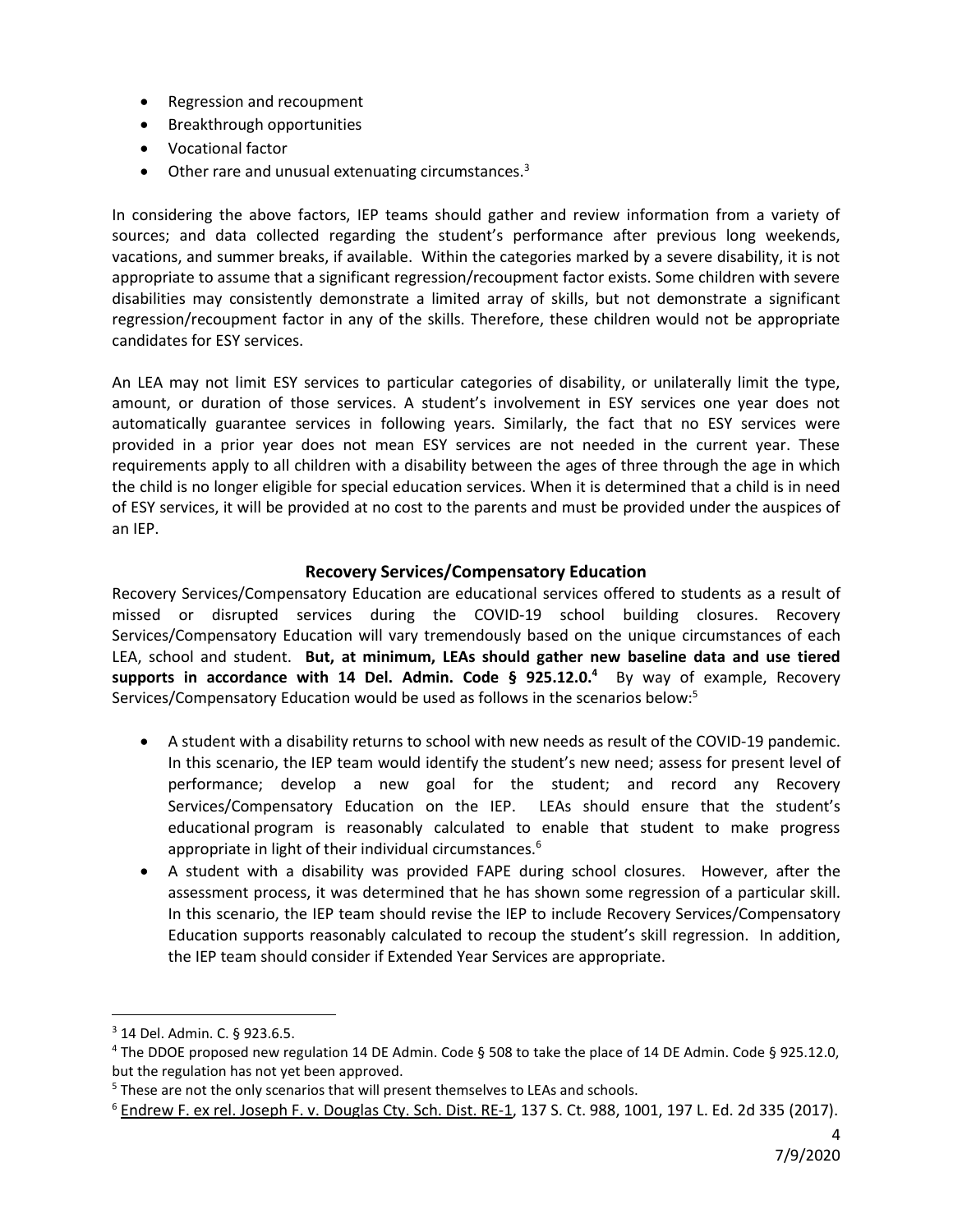- Regression and recoupment
- Breakthrough opportunities
- Vocational factor
- Other rare and unusual extenuating circumstances.[3]

In considering the above factors, IEP teams should gather and review information from a variety of sources; and data collected regarding the student's performance after previous long weekends, vacations, and summer breaks, if available. Within the categories marked by a severe disability, it is not appropriate to assume that a significant regression/recoupment factor exists. Some children with severe disabilities may consistently demonstrate a limited array of skills, but not demonstrate a significant regression/recoupment factor in any of the skills. Therefore, these children would not be appropriate candidates for ESY services.

An LEA may not limit ESY services to particular categories of disability, or unilaterally limit the type, amount, or duration of those services. A student's involvement in ESY services one year does not automatically guarantee services in following years. Similarly, the fact that no ESY services were provided in a prior year does not mean ESY services are not needed in the current year. These requirements apply to all children with a disability between the ages of three through the age in which the child is no longer eligible for special education services. When it is determined that a child is in need of ESY services, it will be provided at no cost to the parents and must be provided under the auspices of an IEP.

## Recovery Services/Compensatory Education

Recovery Services/Compensatory Education are educational services offered to students as a result of missed or disrupted services during the COVID-19 school building closures. Recovery Services/Compensatory Education will vary tremendously based on the unique circumstances of each LEA, school and student. **But, at minimum, LEAs should gather new baseline data and use tiered supports in accordance with 14 Del. Admin. Code § 925.12.0.[4]** By way of example, Recovery Services/Compensatory Education would be used as follows in the scenarios below:[5]

- A student with a disability returns to school with new needs as result of the COVID-19 pandemic. In this scenario, the IEP team would identify the student's new need; assess for present level of performance; develop a new goal for the student; and record any Recovery Services/Compensatory Education on the IEP. LEAs should ensure that the student's educational program is reasonably calculated to enable that student to make progress appropriate in light of their individual circumstances.[6]
- A student with a disability was provided FAPE during school closures. However, after the assessment process, it was determined that he has shown some regression of a particular skill. In this scenario, the IEP team should revise the IEP to include Recovery Services/Compensatory Education supports reasonably calculated to recoup the student's skill regression. In addition, the IEP team should consider if Extended Year Services are appropriate.

---

[3] 14 Del. Admin. C. § 923.6.5.

[4] The DDOE proposed new regulation 14 DE Admin. Code § 508 to take the place of 14 DE Admin. Code § 925.12.0, but the regulation has not yet been approved.

[5] These are not the only scenarios that will present themselves to LEAs and schools.

[6] Endrew F. ex rel. Joseph F. v. Douglas Cty. Sch. Dist. RE-1, 137 S. Ct. 988, 1001, 197 L. Ed. 2d 335 (2017).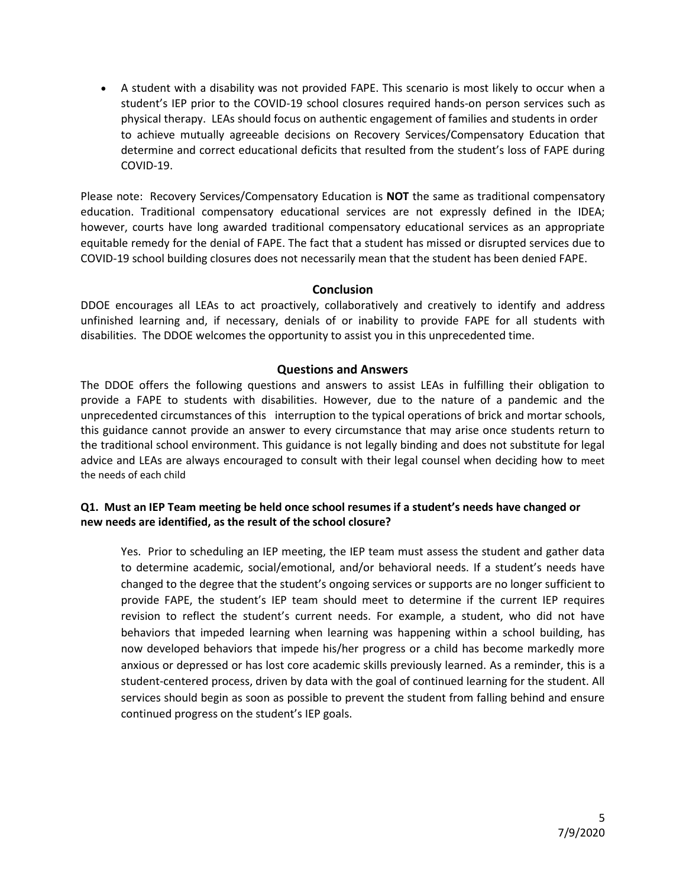- A student with a disability was not provided FAPE. This scenario is most likely to occur when a student's IEP prior to the COVID-19 school closures required hands-on person services such as physical therapy. LEAs should focus on authentic engagement of families and students in order to achieve mutually agreeable decisions on Recovery Services/Compensatory Education that determine and correct educational deficits that resulted from the student's loss of FAPE during COVID-19.

Please note: Recovery Services/Compensatory Education is **NOT** the same as traditional compensatory education. Traditional compensatory educational services are not expressly defined in the IDEA; however, courts have long awarded traditional compensatory educational services as an appropriate equitable remedy for the denial of FAPE. The fact that a student has missed or disrupted services due to COVID-19 school building closures does not necessarily mean that the student has been denied FAPE.

## Conclusion

DDOE encourages all LEAs to act proactively, collaboratively and creatively to identify and address unfinished learning and, if necessary, denials of or inability to provide FAPE for all students with disabilities. The DDOE welcomes the opportunity to assist you in this unprecedented time.

## Questions and Answers

The DDOE offers the following questions and answers to assist LEAs in fulfilling their obligation to provide a FAPE to students with disabilities. However, due to the nature of a pandemic and the unprecedented circumstances of this interruption to the typical operations of brick and mortar schools, this guidance cannot provide an answer to every circumstance that may arise once students return to the traditional school environment. This guidance is not legally binding and does not substitute for legal advice and LEAs are always encouraged to consult with their legal counsel when deciding how to meet the needs of each child

**Q1. Must an IEP Team meeting be held once school resumes if a student's needs have changed or new needs are identified, as the result of the school closure?**

Yes. Prior to scheduling an IEP meeting, the IEP team must assess the student and gather data to determine academic, social/emotional, and/or behavioral needs. If a student's needs have changed to the degree that the student's ongoing services or supports are no longer sufficient to provide FAPE, the student's IEP team should meet to determine if the current IEP requires revision to reflect the student's current needs. For example, a student, who did not have behaviors that impeded learning when learning was happening within a school building, has now developed behaviors that impede his/her progress or a child has become markedly more anxious or depressed or has lost core academic skills previously learned. As a reminder, this is a student-centered process, driven by data with the goal of continued learning for the student. All services should begin as soon as possible to prevent the student from falling behind and ensure continued progress on the student's IEP goals.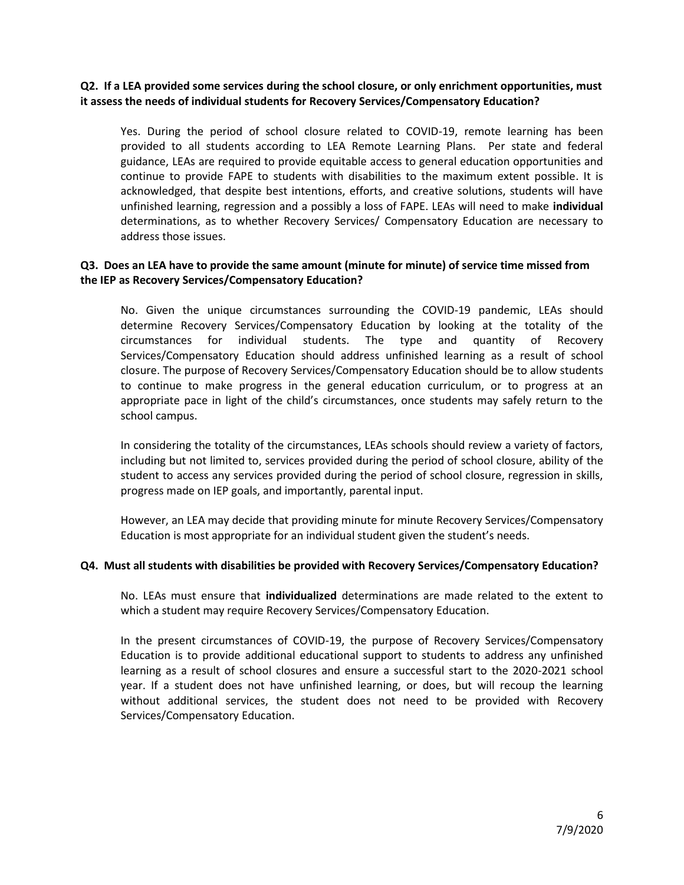**Q2. If a LEA provided some services during the school closure, or only enrichment opportunities, must it assess the needs of individual students for Recovery Services/Compensatory Education?**

Yes. During the period of school closure related to COVID-19, remote learning has been provided to all students according to LEA Remote Learning Plans. Per state and federal guidance, LEAs are required to provide equitable access to general education opportunities and continue to provide FAPE to students with disabilities to the maximum extent possible. It is acknowledged, that despite best intentions, efforts, and creative solutions, students will have unfinished learning, regression and a possibly a loss of FAPE. LEAs will need to make **individual** determinations, as to whether Recovery Services/ Compensatory Education are necessary to address those issues.

**Q3. Does an LEA have to provide the same amount (minute for minute) of service time missed from the IEP as Recovery Services/Compensatory Education?**

No. Given the unique circumstances surrounding the COVID-19 pandemic, LEAs should determine Recovery Services/Compensatory Education by looking at the totality of the circumstances for individual students. The type and quantity of Recovery Services/Compensatory Education should address unfinished learning as a result of school closure. The purpose of Recovery Services/Compensatory Education should be to allow students to continue to make progress in the general education curriculum, or to progress at an appropriate pace in light of the child's circumstances, once students may safely return to the school campus.

In considering the totality of the circumstances, LEAs schools should review a variety of factors, including but not limited to, services provided during the period of school closure, ability of the student to access any services provided during the period of school closure, regression in skills, progress made on IEP goals, and importantly, parental input.

However, an LEA may decide that providing minute for minute Recovery Services/Compensatory Education is most appropriate for an individual student given the student's needs.

**Q4. Must all students with disabilities be provided with Recovery Services/Compensatory Education?**

No. LEAs must ensure that **individualized** determinations are made related to the extent to which a student may require Recovery Services/Compensatory Education.

In the present circumstances of COVID-19, the purpose of Recovery Services/Compensatory Education is to provide additional educational support to students to address any unfinished learning as a result of school closures and ensure a successful start to the 2020-2021 school year. If a student does not have unfinished learning, or does, but will recoup the learning without additional services, the student does not need to be provided with Recovery Services/Compensatory Education.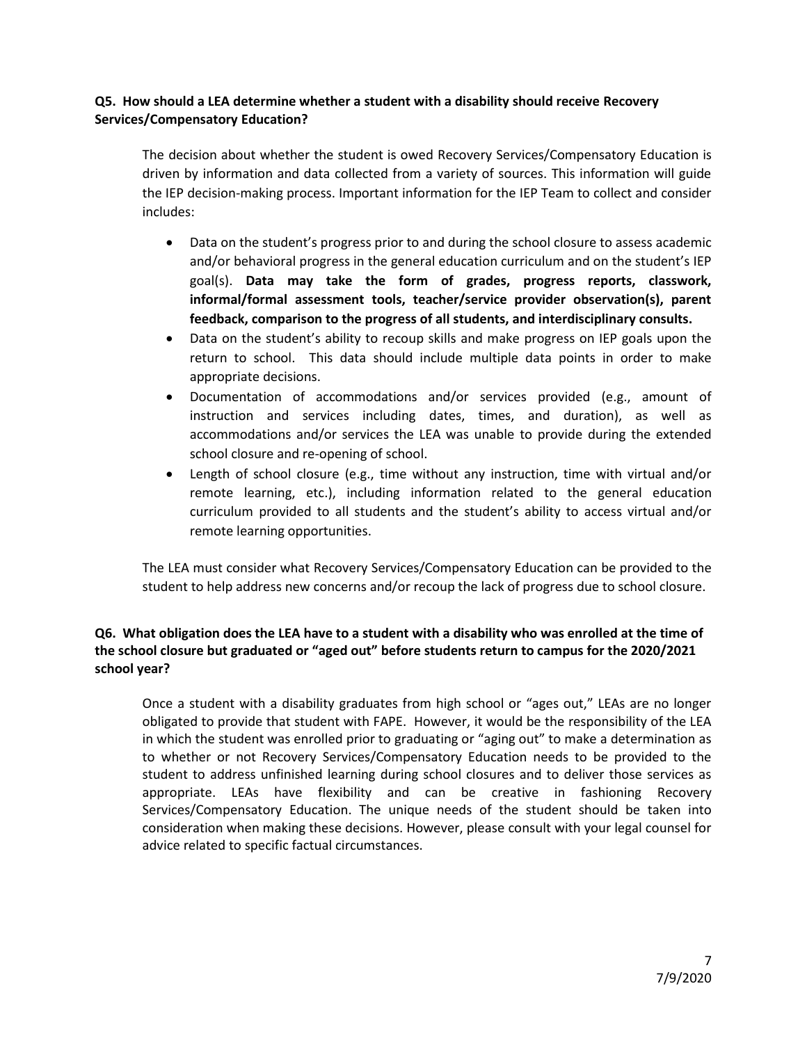**Q5. How should a LEA determine whether a student with a disability should receive Recovery Services/Compensatory Education?**

The decision about whether the student is owed Recovery Services/Compensatory Education is driven by information and data collected from a variety of sources. This information will guide the IEP decision-making process. Important information for the IEP Team to collect and consider includes:

- Data on the student's progress prior to and during the school closure to assess academic and/or behavioral progress in the general education curriculum and on the student's IEP goal(s). **Data may take the form of grades, progress reports, classwork, informal/formal assessment tools, teacher/service provider observation(s), parent feedback, comparison to the progress of all students, and interdisciplinary consults.**
- Data on the student's ability to recoup skills and make progress on IEP goals upon the return to school. This data should include multiple data points in order to make appropriate decisions.
- Documentation of accommodations and/or services provided (e.g., amount of instruction and services including dates, times, and duration), as well as accommodations and/or services the LEA was unable to provide during the extended school closure and re-opening of school.
- Length of school closure (e.g., time without any instruction, time with virtual and/or remote learning, etc.), including information related to the general education curriculum provided to all students and the student's ability to access virtual and/or remote learning opportunities.

The LEA must consider what Recovery Services/Compensatory Education can be provided to the student to help address new concerns and/or recoup the lack of progress due to school closure.

**Q6. What obligation does the LEA have to a student with a disability who was enrolled at the time of the school closure but graduated or "aged out" before students return to campus for the 2020/2021 school year?**

Once a student with a disability graduates from high school or "ages out," LEAs are no longer obligated to provide that student with FAPE. However, it would be the responsibility of the LEA in which the student was enrolled prior to graduating or "aging out" to make a determination as to whether or not Recovery Services/Compensatory Education needs to be provided to the student to address unfinished learning during school closures and to deliver those services as appropriate. LEAs have flexibility and can be creative in fashioning Recovery Services/Compensatory Education. The unique needs of the student should be taken into consideration when making these decisions. However, please consult with your legal counsel for advice related to specific factual circumstances.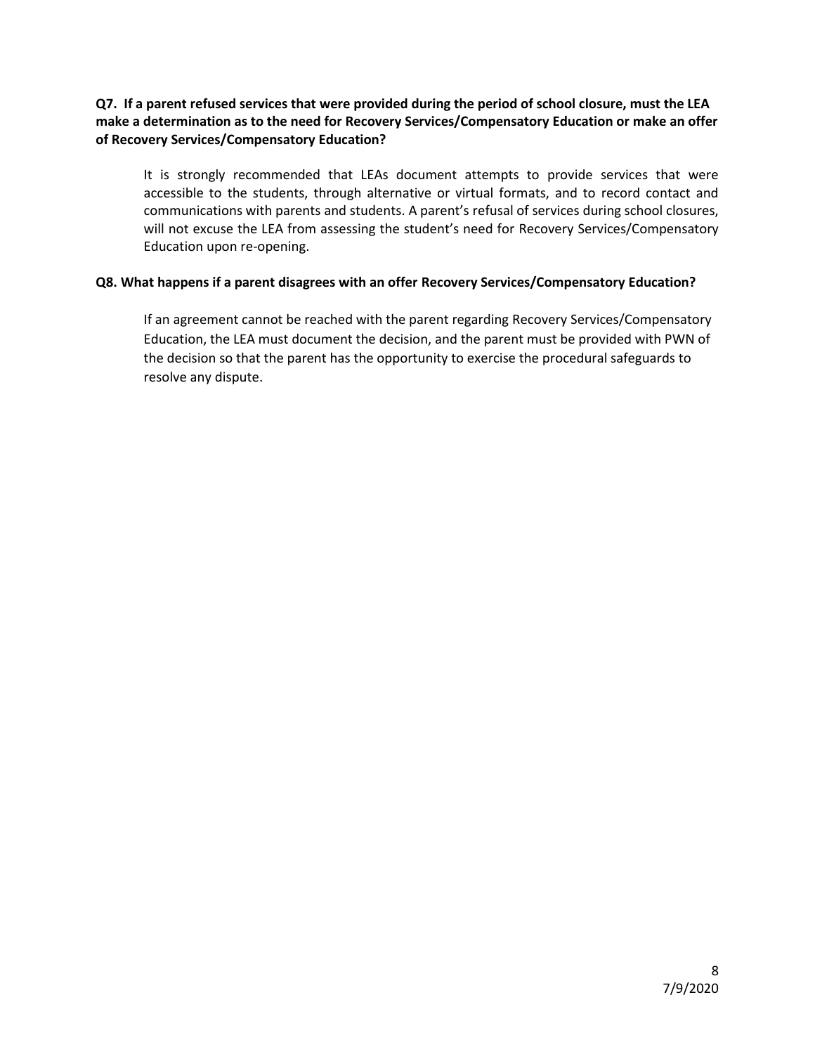**Q7. If a parent refused services that were provided during the period of school closure, must the LEA make a determination as to the need for Recovery Services/Compensatory Education or make an offer of Recovery Services/Compensatory Education?**

It is strongly recommended that LEAs document attempts to provide services that were accessible to the students, through alternative or virtual formats, and to record contact and communications with parents and students. A parent's refusal of services during school closures, will not excuse the LEA from assessing the student's need for Recovery Services/Compensatory Education upon re-opening.

**Q8. What happens if a parent disagrees with an offer Recovery Services/Compensatory Education?**

If an agreement cannot be reached with the parent regarding Recovery Services/Compensatory Education, the LEA must document the decision, and the parent must be provided with PWN of the decision so that the parent has the opportunity to exercise the procedural safeguards to resolve any dispute.

7/9/2020